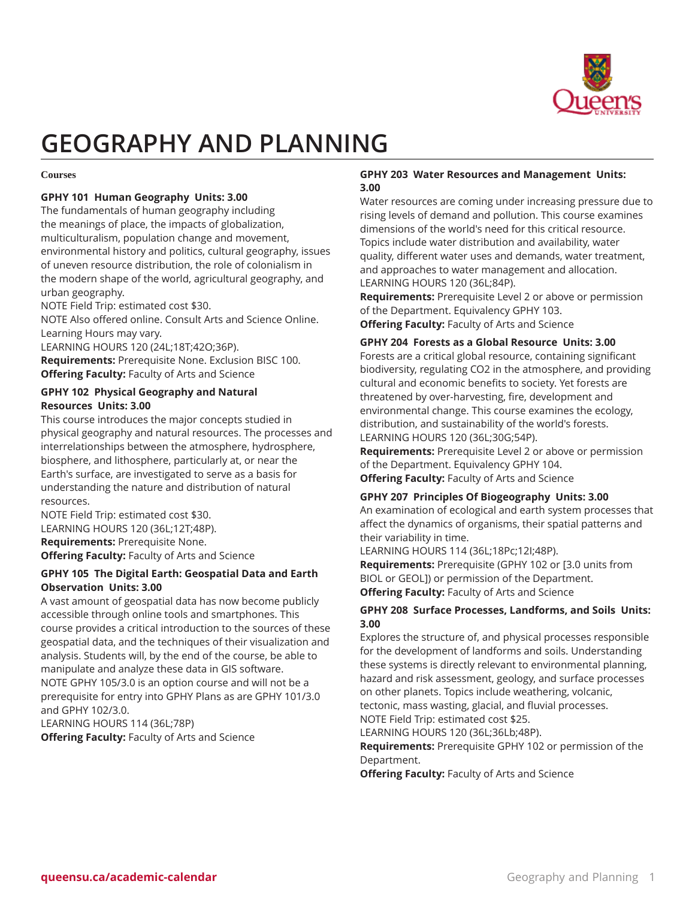# GEOGRAPHY AND PLANNING

**Courses**

**GPHY 101 Human Geography Units: 3.00**

The fundamentals of human geography including the meanings of place, the impacts of globalization, multiculturalism, population change and movement, environmental history and politics, cultural geography, issues of uneven resource distribution, the role of colonialism in the modern shape of the world, agricultural geography, and urban geography.

NOTE Field Trip: estimated cost $30.

NOTE Also offered online. Consult Arts and Science Online. Learning Hours may vary.

LEARNING HOURS 120 (24L;18T;42O;36P).

**Requirements:** Prerequisite None. Exclusion BISC 100.

**Offering Faculty:** Faculty of Arts and Science

**GPHY 102 Physical Geography and Natural Resources Units: 3.00**

This course introduces the major concepts studied in physical geography and natural resources. The processes and interrelationships between the atmosphere, hydrosphere, biosphere, and lithosphere, particularly at, or near the Earth's surface, are investigated to serve as a basis for understanding the nature and distribution of natural resources.

NOTE Field Trip: estimated cost $30.

LEARNING HOURS 120 (36L;12T;48P).

**Requirements:** Prerequisite None.

**Offering Faculty:** Faculty of Arts and Science

**GPHY 105 The Digital Earth: Geospatial Data and Earth Observation Units: 3.00**

A vast amount of geospatial data has now become publicly accessible through online tools and smartphones. This course provides a critical introduction to the sources of these geospatial data, and the techniques of their visualization and analysis. Students will, by the end of the course, be able to manipulate and analyze these data in GIS software.

NOTE GPHY 105/3.0 is an option course and will not be a prerequisite for entry into GPHY Plans as are GPHY 101/3.0 and GPHY 102/3.0.

LEARNING HOURS 114 (36L;78P)

**Offering Faculty:** Faculty of Arts and Science

**GPHY 203 Water Resources and Management Units: 3.00**

Water resources are coming under increasing pressure due to rising levels of demand and pollution. This course examines dimensions of the world's need for this critical resource. Topics include water distribution and availability, water quality, different water uses and demands, water treatment, and approaches to water management and allocation.

LEARNING HOURS 120 (36L;84P).

**Requirements:** Prerequisite Level 2 or above or permission of the Department. Equivalency GPHY 103.

**Offering Faculty:** Faculty of Arts and Science

**GPHY 204 Forests as a Global Resource Units: 3.00**

Forests are a critical global resource, containing significant biodiversity, regulating CO2 in the atmosphere, and providing cultural and economic benefits to society. Yet forests are threatened by over-harvesting, fire, development and environmental change. This course examines the ecology, distribution, and sustainability of the world's forests.

LEARNING HOURS 120 (36L;30G;54P).

**Requirements:** Prerequisite Level 2 or above or permission of the Department. Equivalency GPHY 104.

**Offering Faculty:** Faculty of Arts and Science

**GPHY 207 Principles Of Biogeography Units: 3.00**

An examination of ecological and earth system processes that affect the dynamics of organisms, their spatial patterns and their variability in time.

LEARNING HOURS 114 (36L;18Pc;12I;48P).

**Requirements:** Prerequisite (GPHY 102 or [3.0 units from BIOL or GEOL]) or permission of the Department.

**Offering Faculty:** Faculty of Arts and Science

**GPHY 208 Surface Processes, Landforms, and Soils Units: 3.00**

Explores the structure of, and physical processes responsible for the development of landforms and soils. Understanding these systems is directly relevant to environmental planning, hazard and risk assessment, geology, and surface processes on other planets. Topics include weathering, volcanic, tectonic, mass wasting, glacial, and fluvial processes.

NOTE Field Trip: estimated cost $25.

LEARNING HOURS 120 (36L;36Lb;48P).

**Requirements:** Prerequisite GPHY 102 or permission of the Department.

**Offering Faculty:** Faculty of Arts and Science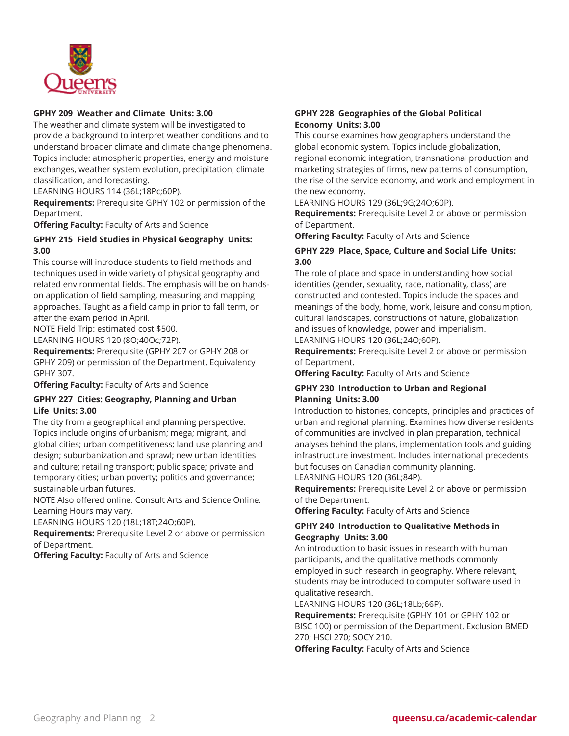**GPHY 209 Weather and Climate Units: 3.00**
The weather and climate system will be investigated to provide a background to interpret weather conditions and to understand broader climate and climate change phenomena. Topics include: atmospheric properties, energy and moisture exchanges, weather system evolution, precipitation, climate classification, and forecasting.
LEARNING HOURS 114 (36L;18Pc;60P).
**Requirements:** Prerequisite GPHY 102 or permission of the Department.
**Offering Faculty:** Faculty of Arts and Science

**GPHY 215 Field Studies in Physical Geography Units: 3.00**
This course will introduce students to field methods and techniques used in wide variety of physical geography and related environmental fields. The emphasis will be on hands-on application of field sampling, measuring and mapping approaches. Taught as a field camp in prior to fall term, or after the exam period in April.
NOTE Field Trip: estimated cost $500.
LEARNING HOURS 120 (8O;40Oc;72P).
**Requirements:** Prerequisite (GPHY 207 or GPHY 208 or GPHY 209) or permission of the Department. Equivalency GPHY 307.
**Offering Faculty:** Faculty of Arts and Science

**GPHY 227 Cities: Geography, Planning and Urban Life Units: 3.00**
The city from a geographical and planning perspective. Topics include origins of urbanism; mega; migrant, and global cities; urban competitiveness; land use planning and design; suburbanization and sprawl; new urban identities and culture; retailing transport; public space; private and temporary cities; urban poverty; politics and governance; sustainable urban futures.
NOTE Also offered online. Consult Arts and Science Online. Learning Hours may vary.
LEARNING HOURS 120 (18L;18T;24O;60P).
**Requirements:** Prerequisite Level 2 or above or permission of Department.
**Offering Faculty:** Faculty of Arts and Science

**GPHY 228 Geographies of the Global Political Economy Units: 3.00**
This course examines how geographers understand the global economic system. Topics include globalization, regional economic integration, transnational production and marketing strategies of firms, new patterns of consumption, the rise of the service economy, and work and employment in the new economy.
LEARNING HOURS 129 (36L;9G;24O;60P).
**Requirements:** Prerequisite Level 2 or above or permission of Department.
**Offering Faculty:** Faculty of Arts and Science

**GPHY 229 Place, Space, Culture and Social Life Units: 3.00**
The role of place and space in understanding how social identities (gender, sexuality, race, nationality, class) are constructed and contested. Topics include the spaces and meanings of the body, home, work, leisure and consumption, cultural landscapes, constructions of nature, globalization and issues of knowledge, power and imperialism.
LEARNING HOURS 120 (36L;24O;60P).
**Requirements:** Prerequisite Level 2 or above or permission of Department.
**Offering Faculty:** Faculty of Arts and Science

**GPHY 230 Introduction to Urban and Regional Planning Units: 3.00**
Introduction to histories, concepts, principles and practices of urban and regional planning. Examines how diverse residents of communities are involved in plan preparation, technical analyses behind the plans, implementation tools and guiding infrastructure investment. Includes international precedents but focuses on Canadian community planning.
LEARNING HOURS 120 (36L;84P).
**Requirements:** Prerequisite Level 2 or above or permission of the Department.
**Offering Faculty:** Faculty of Arts and Science

**GPHY 240 Introduction to Qualitative Methods in Geography Units: 3.00**
An introduction to basic issues in research with human participants, and the qualitative methods commonly employed in such research in geography. Where relevant, students may be introduced to computer software used in qualitative research.
LEARNING HOURS 120 (36L;18Lb;66P).
**Requirements:** Prerequisite (GPHY 101 or GPHY 102 or BISC 100) or permission of the Department. Exclusion BMED 270; HSCI 270; SOCY 210.
**Offering Faculty:** Faculty of Arts and Science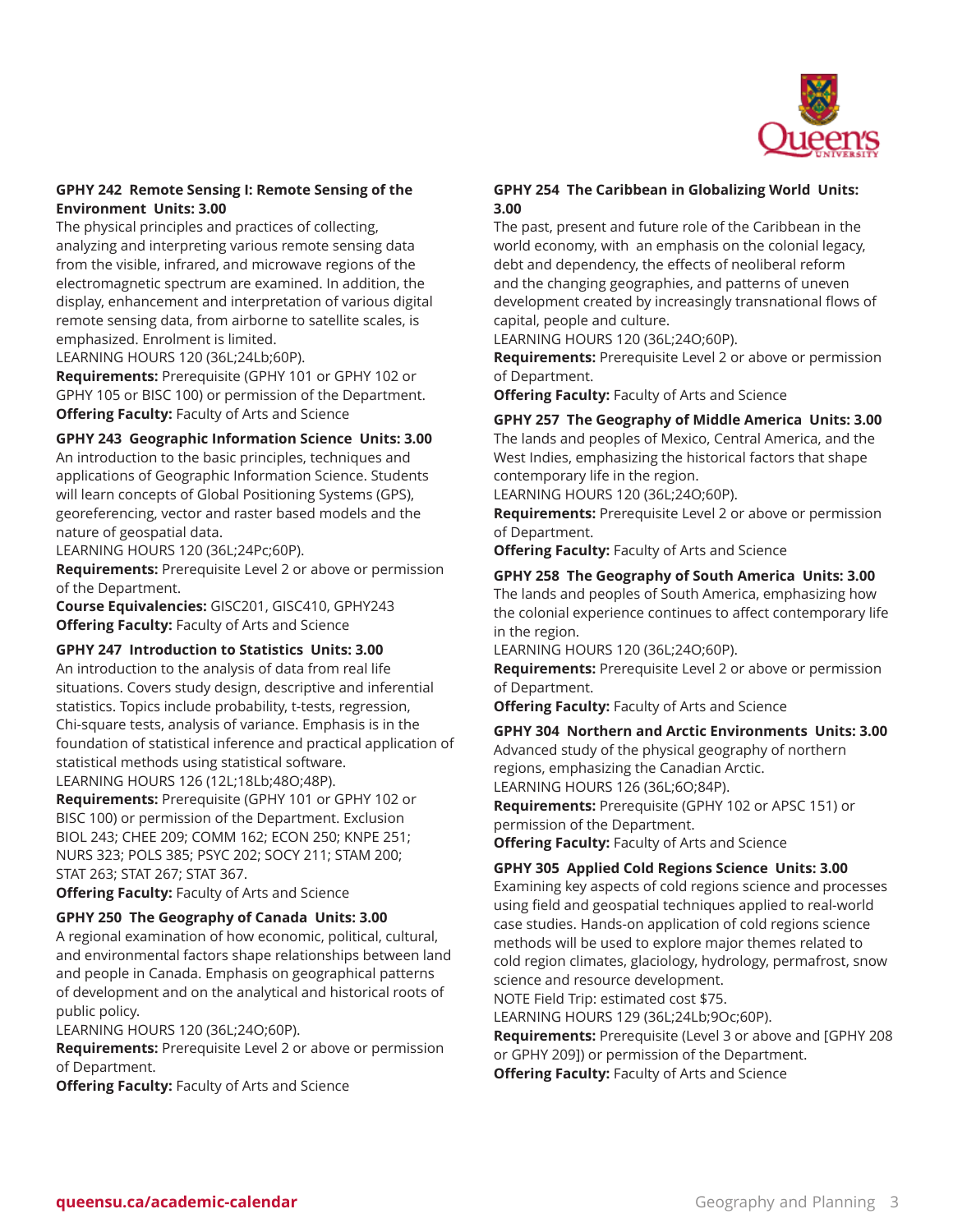#### GPHY 242 Remote Sensing I: Remote Sensing of the Environment Units: 3.00

The physical principles and practices of collecting, analyzing and interpreting various remote sensing data from the visible, infrared, and microwave regions of the electromagnetic spectrum are examined. In addition, the display, enhancement and interpretation of various digital remote sensing data, from airborne to satellite scales, is emphasized. Enrolment is limited.
LEARNING HOURS 120 (36L;24Lb;60P).
**Requirements:** Prerequisite (GPHY 101 or GPHY 102 or GPHY 105 or BISC 100) or permission of the Department.
**Offering Faculty:** Faculty of Arts and Science

#### GPHY 243 Geographic Information Science Units: 3.00

An introduction to the basic principles, techniques and applications of Geographic Information Science. Students will learn concepts of Global Positioning Systems (GPS), georeferencing, vector and raster based models and the nature of geospatial data.
LEARNING HOURS 120 (36L;24Pc;60P).
**Requirements:** Prerequisite Level 2 or above or permission of the Department.
**Course Equivalencies:** GISC201, GISC410, GPHY243
**Offering Faculty:** Faculty of Arts and Science

#### GPHY 247 Introduction to Statistics Units: 3.00

An introduction to the analysis of data from real life situations. Covers study design, descriptive and inferential statistics. Topics include probability, t-tests, regression, Chi-square tests, analysis of variance. Emphasis is in the foundation of statistical inference and practical application of statistical methods using statistical software.
LEARNING HOURS 126 (12L;18Lb;48O;48P).
**Requirements:** Prerequisite (GPHY 101 or GPHY 102 or BISC 100) or permission of the Department. Exclusion BIOL 243; CHEE 209; COMM 162; ECON 250; KNPE 251; NURS 323; POLS 385; PSYC 202; SOCY 211; STAM 200; STAT 263; STAT 267; STAT 367.
**Offering Faculty:** Faculty of Arts and Science

#### GPHY 250 The Geography of Canada Units: 3.00

A regional examination of how economic, political, cultural, and environmental factors shape relationships between land and people in Canada. Emphasis on geographical patterns of development and on the analytical and historical roots of public policy.
LEARNING HOURS 120 (36L;24O;60P).
**Requirements:** Prerequisite Level 2 or above or permission of Department.
**Offering Faculty:** Faculty of Arts and Science

#### GPHY 254 The Caribbean in Globalizing World Units: 3.00

The past, present and future role of the Caribbean in the world economy, with an emphasis on the colonial legacy, debt and dependency, the effects of neoliberal reform and the changing geographies, and patterns of uneven development created by increasingly transnational flows of capital, people and culture.
LEARNING HOURS 120 (36L;24O;60P).
**Requirements:** Prerequisite Level 2 or above or permission of Department.
**Offering Faculty:** Faculty of Arts and Science

#### GPHY 257 The Geography of Middle America Units: 3.00

The lands and peoples of Mexico, Central America, and the West Indies, emphasizing the historical factors that shape contemporary life in the region.
LEARNING HOURS 120 (36L;24O;60P).
**Requirements:** Prerequisite Level 2 or above or permission of Department.
**Offering Faculty:** Faculty of Arts and Science

#### GPHY 258 The Geography of South America Units: 3.00

The lands and peoples of South America, emphasizing how the colonial experience continues to affect contemporary life in the region.
LEARNING HOURS 120 (36L;24O;60P).
**Requirements:** Prerequisite Level 2 or above or permission of Department.
**Offering Faculty:** Faculty of Arts and Science

#### GPHY 304 Northern and Arctic Environments Units: 3.00

Advanced study of the physical geography of northern regions, emphasizing the Canadian Arctic.
LEARNING HOURS 126 (36L;6O;84P).
**Requirements:** Prerequisite (GPHY 102 or APSC 151) or permission of the Department.
**Offering Faculty:** Faculty of Arts and Science

#### GPHY 305 Applied Cold Regions Science Units: 3.00

Examining key aspects of cold regions science and processes using field and geospatial techniques applied to real-world case studies. Hands-on application of cold regions science methods will be used to explore major themes related to cold region climates, glaciology, hydrology, permafrost, snow science and resource development.
NOTE Field Trip: estimated cost $75.
LEARNING HOURS 129 (36L;24Lb;9Oc;60P).
**Requirements:** Prerequisite (Level 3 or above and [GPHY 208 or GPHY 209]) or permission of the Department.
**Offering Faculty:** Faculty of Arts and Science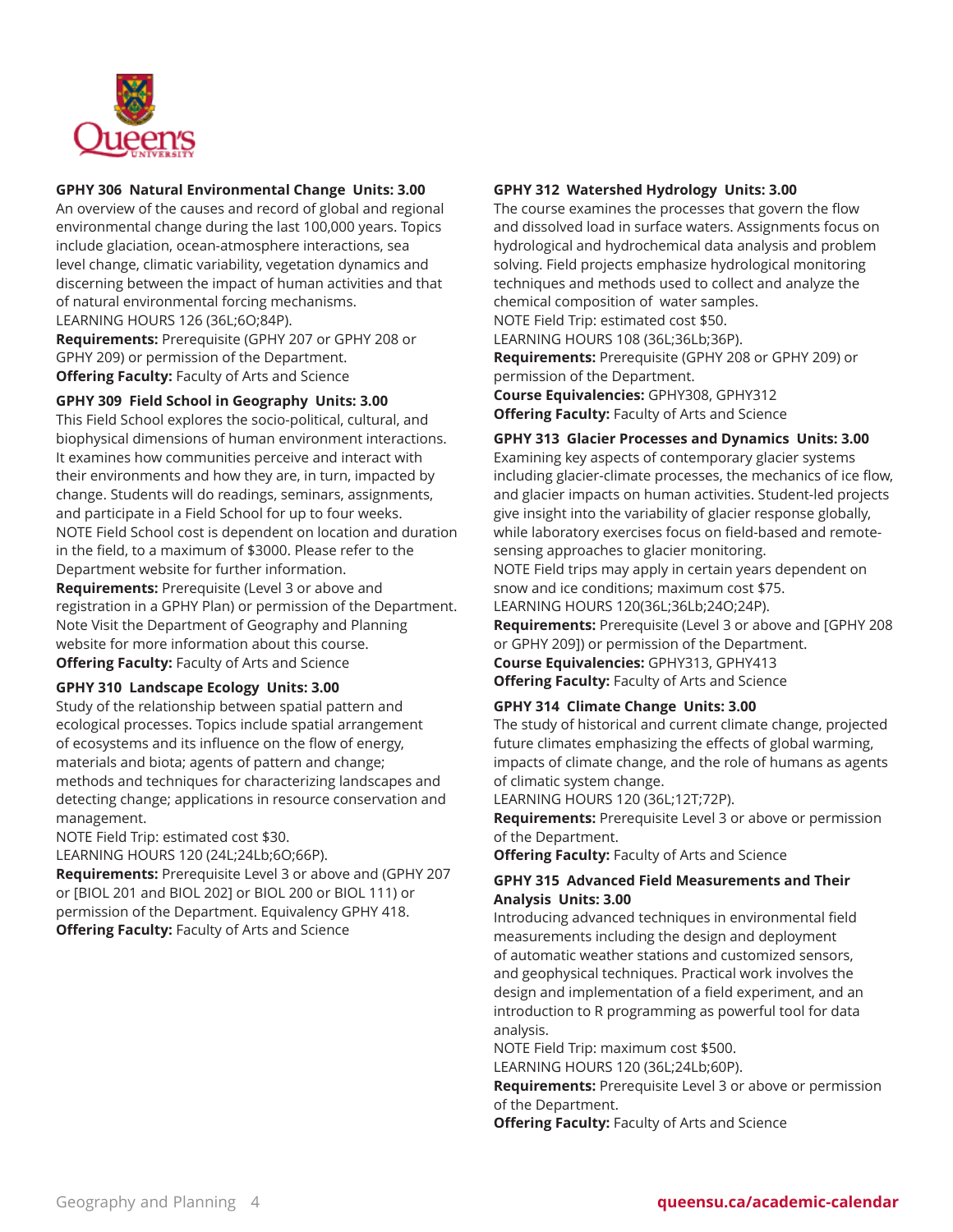### GPHY 306 Natural Environmental Change Units: 3.00

An overview of the causes and record of global and regional environmental change during the last 100,000 years. Topics include glaciation, ocean-atmosphere interactions, sea level change, climatic variability, vegetation dynamics and discerning between the impact of human activities and that of natural environmental forcing mechanisms.
LEARNING HOURS 126 (36L;6O;84P).

**Requirements:** Prerequisite (GPHY 207 or GPHY 208 or GPHY 209) or permission of the Department.
**Offering Faculty:** Faculty of Arts and Science

### GPHY 309 Field School in Geography Units: 3.00

This Field School explores the socio-political, cultural, and biophysical dimensions of human environment interactions. It examines how communities perceive and interact with their environments and how they are, in turn, impacted by change. Students will do readings, seminars, assignments, and participate in a Field School for up to four weeks.
NOTE Field School cost is dependent on location and duration in the field, to a maximum of $3000. Please refer to the Department website for further information.

**Requirements:** Prerequisite (Level 3 or above and registration in a GPHY Plan) or permission of the Department. Note Visit the Department of Geography and Planning website for more information about this course.
**Offering Faculty:** Faculty of Arts and Science

### GPHY 310 Landscape Ecology Units: 3.00

Study of the relationship between spatial pattern and ecological processes. Topics include spatial arrangement of ecosystems and its influence on the flow of energy, materials and biota; agents of pattern and change; methods and techniques for characterizing landscapes and detecting change; applications in resource conservation and management.
NOTE Field Trip: estimated cost $30.
LEARNING HOURS 120 (24L;24Lb;6O;66P).

**Requirements:** Prerequisite Level 3 or above and (GPHY 207 or [BIOL 201 and BIOL 202] or BIOL 200 or BIOL 111) or permission of the Department. Equivalency GPHY 418.
**Offering Faculty:** Faculty of Arts and Science

### GPHY 312 Watershed Hydrology Units: 3.00

The course examines the processes that govern the flow and dissolved load in surface waters. Assignments focus on hydrological and hydrochemical data analysis and problem solving. Field projects emphasize hydrological monitoring techniques and methods used to collect and analyze the chemical composition of water samples.
NOTE Field Trip: estimated cost $50.
LEARNING HOURS 108 (36L;36Lb;36P).

**Requirements:** Prerequisite (GPHY 208 or GPHY 209) or permission of the Department.
**Course Equivalencies:** GPHY308, GPHY312
**Offering Faculty:** Faculty of Arts and Science

### GPHY 313 Glacier Processes and Dynamics Units: 3.00

Examining key aspects of contemporary glacier systems including glacier-climate processes, the mechanics of ice flow, and glacier impacts on human activities. Student-led projects give insight into the variability of glacier response globally, while laboratory exercises focus on field-based and remote-sensing approaches to glacier monitoring.
NOTE Field trips may apply in certain years dependent on snow and ice conditions; maximum cost $75.
LEARNING HOURS 120(36L;36Lb;24O;24P).

**Requirements:** Prerequisite (Level 3 or above and [GPHY 208 or GPHY 209]) or permission of the Department.
**Course Equivalencies:** GPHY313, GPHY413
**Offering Faculty:** Faculty of Arts and Science

### GPHY 314 Climate Change Units: 3.00

The study of historical and current climate change, projected future climates emphasizing the effects of global warming, impacts of climate change, and the role of humans as agents of climatic system change.
LEARNING HOURS 120 (36L;12T;72P).

**Requirements:** Prerequisite Level 3 or above or permission of the Department.
**Offering Faculty:** Faculty of Arts and Science

### GPHY 315 Advanced Field Measurements and Their Analysis Units: 3.00

Introducing advanced techniques in environmental field measurements including the design and deployment of automatic weather stations and customized sensors, and geophysical techniques. Practical work involves the design and implementation of a field experiment, and an introduction to R programming as powerful tool for data analysis.
NOTE Field Trip: maximum cost $500.
LEARNING HOURS 120 (36L;24Lb;60P).

**Requirements:** Prerequisite Level 3 or above or permission of the Department.
**Offering Faculty:** Faculty of Arts and Science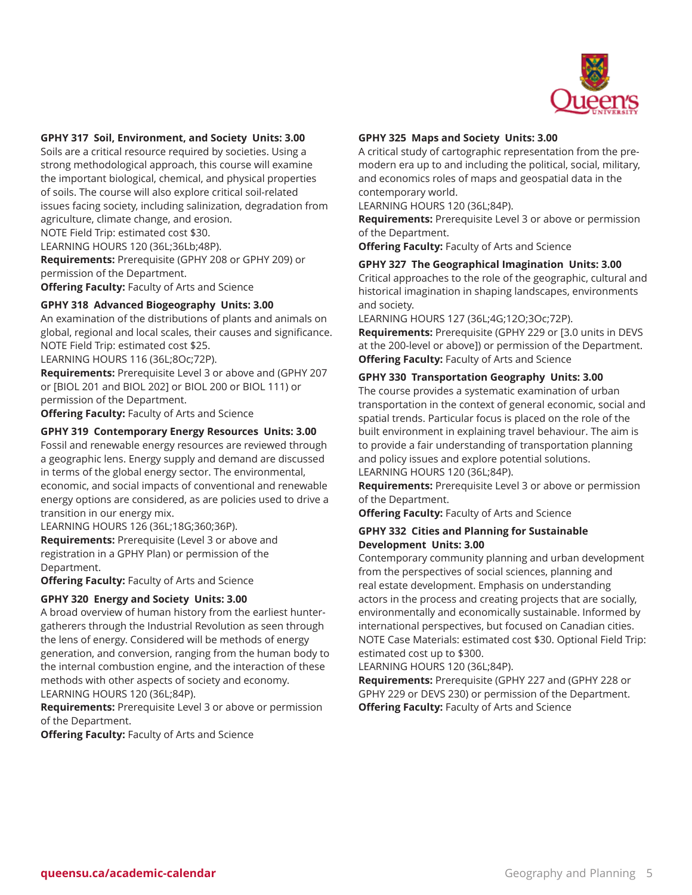**GPHY 317 Soil, Environment, and Society Units: 3.00**

Soils are a critical resource required by societies. Using a strong methodological approach, this course will examine the important biological, chemical, and physical properties of soils. The course will also explore critical soil-related issues facing society, including salinization, degradation from agriculture, climate change, and erosion.
NOTE Field Trip: estimated cost $30.
LEARNING HOURS 120 (36L;36Lb;48P).
**Requirements:** Prerequisite (GPHY 208 or GPHY 209) or permission of the Department.
**Offering Faculty:** Faculty of Arts and Science

**GPHY 318 Advanced Biogeography Units: 3.00**

An examination of the distributions of plants and animals on global, regional and local scales, their causes and significance.
NOTE Field Trip: estimated cost $25.
LEARNING HOURS 116 (36L;8Oc;72P).
**Requirements:** Prerequisite Level 3 or above and (GPHY 207 or [BIOL 201 and BIOL 202] or BIOL 200 or BIOL 111) or permission of the Department.
**Offering Faculty:** Faculty of Arts and Science

**GPHY 319 Contemporary Energy Resources Units: 3.00**

Fossil and renewable energy resources are reviewed through a geographic lens. Energy supply and demand are discussed in terms of the global energy sector. The environmental, economic, and social impacts of conventional and renewable energy options are considered, as are policies used to drive a transition in our energy mix.
LEARNING HOURS 126 (36L;18G;36O;36P).
**Requirements:** Prerequisite (Level 3 or above and registration in a GPHY Plan) or permission of the Department.
**Offering Faculty:** Faculty of Arts and Science

**GPHY 320 Energy and Society Units: 3.00**

A broad overview of human history from the earliest hunter-gatherers through the Industrial Revolution as seen through the lens of energy. Considered will be methods of energy generation, and conversion, ranging from the human body to the internal combustion engine, and the interaction of these methods with other aspects of society and economy.
LEARNING HOURS 120 (36L;84P).
**Requirements:** Prerequisite Level 3 or above or permission of the Department.
**Offering Faculty:** Faculty of Arts and Science

**GPHY 325 Maps and Society Units: 3.00**

A critical study of cartographic representation from the pre-modern era up to and including the political, social, military, and economics roles of maps and geospatial data in the contemporary world.
LEARNING HOURS 120 (36L;84P).
**Requirements:** Prerequisite Level 3 or above or permission of the Department.
**Offering Faculty:** Faculty of Arts and Science

**GPHY 327 The Geographical Imagination Units: 3.00**

Critical approaches to the role of the geographic, cultural and historical imagination in shaping landscapes, environments and society.
LEARNING HOURS 127 (36L;4G;12O;3Oc;72P).
**Requirements:** Prerequisite (GPHY 229 or [3.0 units in DEVS at the 200-level or above]) or permission of the Department.
**Offering Faculty:** Faculty of Arts and Science

**GPHY 330 Transportation Geography Units: 3.00**

The course provides a systematic examination of urban transportation in the context of general economic, social and spatial trends. Particular focus is placed on the role of the built environment in explaining travel behaviour. The aim is to provide a fair understanding of transportation planning and policy issues and explore potential solutions.
LEARNING HOURS 120 (36L;84P).
**Requirements:** Prerequisite Level 3 or above or permission of the Department.
**Offering Faculty:** Faculty of Arts and Science

**GPHY 332 Cities and Planning for Sustainable Development Units: 3.00**

Contemporary community planning and urban development from the perspectives of social sciences, planning and real estate development. Emphasis on understanding actors in the process and creating projects that are socially, environmentally and economically sustainable. Informed by international perspectives, but focused on Canadian cities.
NOTE Case Materials: estimated cost $30. Optional Field Trip: estimated cost up to $300.
LEARNING HOURS 120 (36L;84P).
**Requirements:** Prerequisite (GPHY 227 and (GPHY 228 or GPHY 229 or DEVS 230) or permission of the Department.
**Offering Faculty:** Faculty of Arts and Science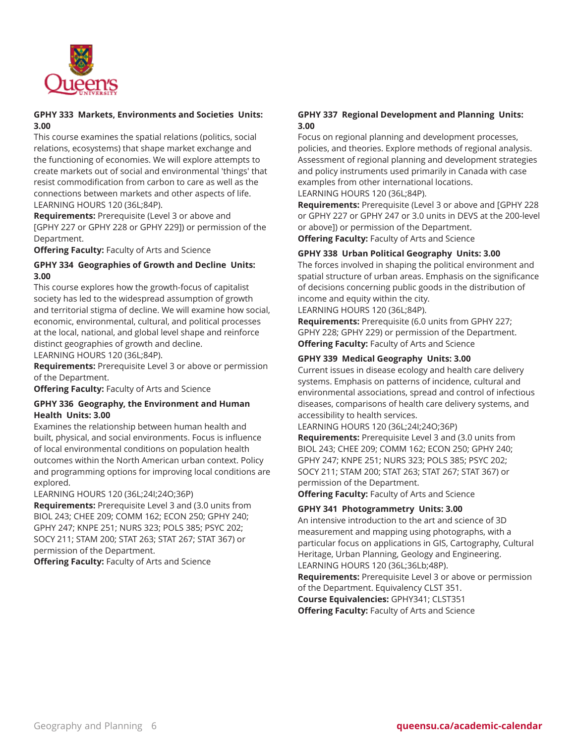### GPHY 333 Markets, Environments and Societies Units: 3.00

This course examines the spatial relations (politics, social relations, ecosystems) that shape market exchange and the functioning of economies. We will explore attempts to create markets out of social and environmental 'things' that resist commodification from carbon to care as well as the connections between markets and other aspects of life.

LEARNING HOURS 120 (36L;84P).

**Requirements:** Prerequisite (Level 3 or above and [GPHY 227 or GPHY 228 or GPHY 229]) or permission of the Department.

**Offering Faculty:** Faculty of Arts and Science

### GPHY 334 Geographies of Growth and Decline Units: 3.00

This course explores how the growth-focus of capitalist society has led to the widespread assumption of growth and territorial stigma of decline. We will examine how social, economic, environmental, cultural, and political processes at the local, national, and global level shape and reinforce distinct geographies of growth and decline.

LEARNING HOURS 120 (36L;84P).

**Requirements:** Prerequisite Level 3 or above or permission of the Department.

**Offering Faculty:** Faculty of Arts and Science

### GPHY 336 Geography, the Environment and Human Health Units: 3.00

Examines the relationship between human health and built, physical, and social environments. Focus is influence of local environmental conditions on population health outcomes within the North American urban context. Policy and programming options for improving local conditions are explored.

LEARNING HOURS 120 (36L;24I;24O;36P)

**Requirements:** Prerequisite Level 3 and (3.0 units from BIOL 243; CHEE 209; COMM 162; ECON 250; GPHY 240; GPHY 247; KNPE 251; NURS 323; POLS 385; PSYC 202; SOCY 211; STAM 200; STAT 263; STAT 267; STAT 367) or permission of the Department.

**Offering Faculty:** Faculty of Arts and Science

### GPHY 337 Regional Development and Planning Units: 3.00

Focus on regional planning and development processes, policies, and theories. Explore methods of regional analysis. Assessment of regional planning and development strategies and policy instruments used primarily in Canada with case examples from other international locations.

LEARNING HOURS 120 (36L;84P).

**Requirements:** Prerequisite (Level 3 or above and [GPHY 228 or GPHY 227 or GPHY 247 or 3.0 units in DEVS at the 200-level or above]) or permission of the Department.

**Offering Faculty:** Faculty of Arts and Science

### GPHY 338 Urban Political Geography Units: 3.00

The forces involved in shaping the political environment and spatial structure of urban areas. Emphasis on the significance of decisions concerning public goods in the distribution of income and equity within the city.

LEARNING HOURS 120 (36L;84P).

**Requirements:** Prerequisite (6.0 units from GPHY 227; GPHY 228; GPHY 229) or permission of the Department.

**Offering Faculty:** Faculty of Arts and Science

### GPHY 339 Medical Geography Units: 3.00

Current issues in disease ecology and health care delivery systems. Emphasis on patterns of incidence, cultural and environmental associations, spread and control of infectious diseases, comparisons of health care delivery systems, and accessibility to health services.

LEARNING HOURS 120 (36L;24I;24O;36P)

**Requirements:** Prerequisite Level 3 and (3.0 units from BIOL 243; CHEE 209; COMM 162; ECON 250; GPHY 240; GPHY 247; KNPE 251; NURS 323; POLS 385; PSYC 202; SOCY 211; STAM 200; STAT 263; STAT 267; STAT 367) or permission of the Department.

**Offering Faculty:** Faculty of Arts and Science

### GPHY 341 Photogrammetry Units: 3.00

An intensive introduction to the art and science of 3D measurement and mapping using photographs, with a particular focus on applications in GIS, Cartography, Cultural Heritage, Urban Planning, Geology and Engineering.

LEARNING HOURS 120 (36L;36Lb;48P).

**Requirements:** Prerequisite Level 3 or above or permission of the Department. Equivalency CLST 351.

**Course Equivalencies:** GPHY341; CLST351

**Offering Faculty:** Faculty of Arts and Science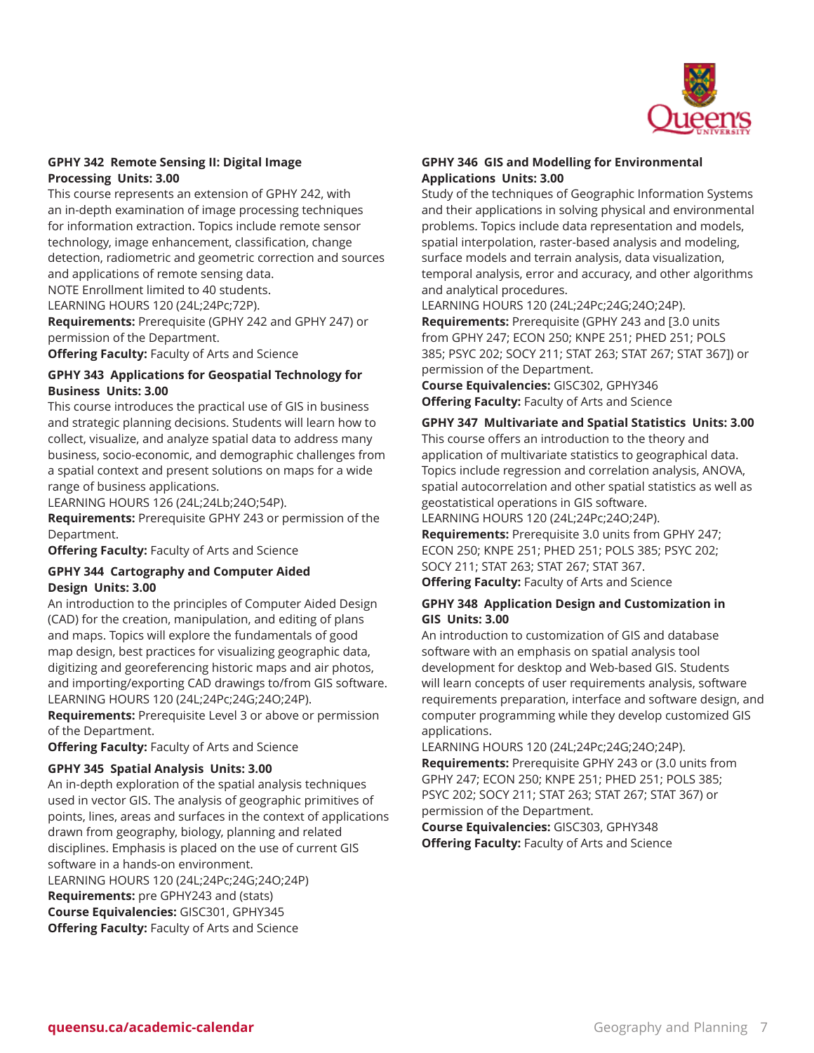### GPHY 342 Remote Sensing II: Digital Image Processing Units: 3.00

This course represents an extension of GPHY 242, with an in-depth examination of image processing techniques for information extraction. Topics include remote sensor technology, image enhancement, classification, change detection, radiometric and geometric correction and sources and applications of remote sensing data.
NOTE Enrollment limited to 40 students.
LEARNING HOURS 120 (24L;24Pc;72P).
**Requirements:** Prerequisite (GPHY 242 and GPHY 247) or permission of the Department.
**Offering Faculty:** Faculty of Arts and Science

### GPHY 343 Applications for Geospatial Technology for Business Units: 3.00

This course introduces the practical use of GIS in business and strategic planning decisions. Students will learn how to collect, visualize, and analyze spatial data to address many business, socio-economic, and demographic challenges from a spatial context and present solutions on maps for a wide range of business applications.
LEARNING HOURS 126 (24L;24Lb;24O;54P).
**Requirements:** Prerequisite GPHY 243 or permission of the Department.
**Offering Faculty:** Faculty of Arts and Science

### GPHY 344 Cartography and Computer Aided Design Units: 3.00

An introduction to the principles of Computer Aided Design (CAD) for the creation, manipulation, and editing of plans and maps. Topics will explore the fundamentals of good map design, best practices for visualizing geographic data, digitizing and georeferencing historic maps and air photos, and importing/exporting CAD drawings to/from GIS software.
LEARNING HOURS 120 (24L;24Pc;24G;24O;24P).
**Requirements:** Prerequisite Level 3 or above or permission of the Department.
**Offering Faculty:** Faculty of Arts and Science

### GPHY 345 Spatial Analysis Units: 3.00

An in-depth exploration of the spatial analysis techniques used in vector GIS. The analysis of geographic primitives of points, lines, areas and surfaces in the context of applications drawn from geography, biology, planning and related disciplines. Emphasis is placed on the use of current GIS software in a hands-on environment.
LEARNING HOURS 120 (24L;24Pc;24G;24O;24P)
**Requirements:** pre GPHY243 and (stats)
**Course Equivalencies:** GISC301, GPHY345
**Offering Faculty:** Faculty of Arts and Science

### GPHY 346 GIS and Modelling for Environmental Applications Units: 3.00

Study of the techniques of Geographic Information Systems and their applications in solving physical and environmental problems. Topics include data representation and models, spatial interpolation, raster-based analysis and modeling, surface models and terrain analysis, data visualization, temporal analysis, error and accuracy, and other algorithms and analytical procedures.
LEARNING HOURS 120 (24L;24Pc;24G;24O;24P).
**Requirements:** Prerequisite (GPHY 243 and [3.0 units from GPHY 247; ECON 250; KNPE 251; PHED 251; POLS 385; PSYC 202; SOCY 211; STAT 263; STAT 267; STAT 367]) or permission of the Department.
**Course Equivalencies:** GISC302, GPHY346
**Offering Faculty:** Faculty of Arts and Science

### GPHY 347 Multivariate and Spatial Statistics Units: 3.00

This course offers an introduction to the theory and application of multivariate statistics to geographical data. Topics include regression and correlation analysis, ANOVA, spatial autocorrelation and other spatial statistics as well as geostatistical operations in GIS software.
LEARNING HOURS 120 (24L;24Pc;24O;24P).
**Requirements:** Prerequisite 3.0 units from GPHY 247; ECON 250; KNPE 251; PHED 251; POLS 385; PSYC 202; SOCY 211; STAT 263; STAT 267; STAT 367.
**Offering Faculty:** Faculty of Arts and Science

### GPHY 348 Application Design and Customization in GIS Units: 3.00

An introduction to customization of GIS and database software with an emphasis on spatial analysis tool development for desktop and Web-based GIS. Students will learn concepts of user requirements analysis, software requirements preparation, interface and software design, and computer programming while they develop customized GIS applications.
LEARNING HOURS 120 (24L;24Pc;24G;24O;24P).
**Requirements:** Prerequisite GPHY 243 or (3.0 units from GPHY 247; ECON 250; KNPE 251; PHED 251; POLS 385; PSYC 202; SOCY 211; STAT 263; STAT 267; STAT 367) or permission of the Department.
**Course Equivalencies:** GISC303, GPHY348
**Offering Faculty:** Faculty of Arts and Science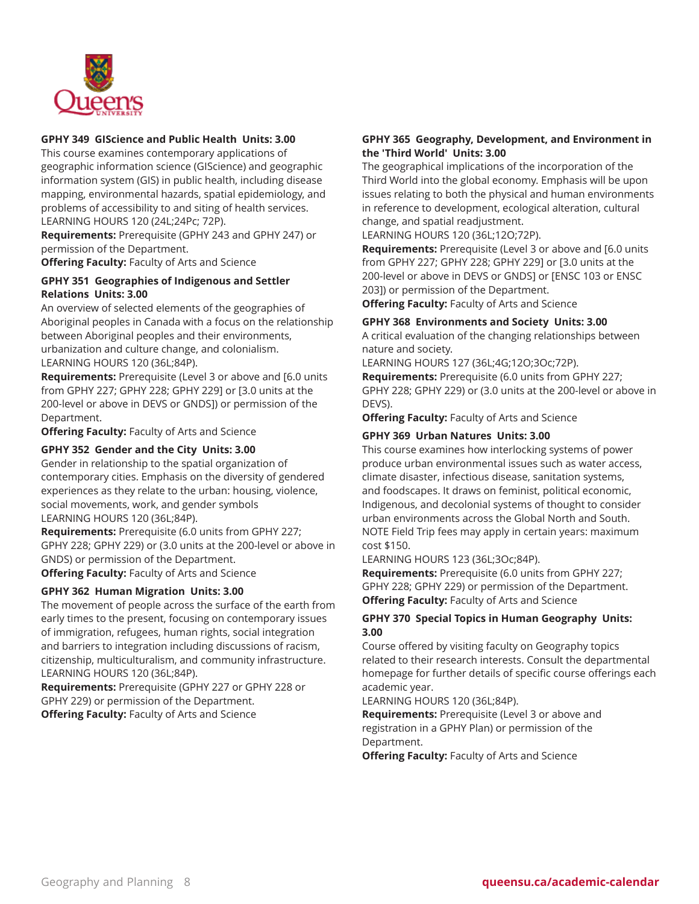### GPHY 349 GIScience and Public Health Units: 3.00

This course examines contemporary applications of geographic information science (GIScience) and geographic information system (GIS) in public health, including disease mapping, environmental hazards, spatial epidemiology, and problems of accessibility to and siting of health services.
LEARNING HOURS 120 (24L;24Pc; 72P).

**Requirements:** Prerequisite (GPHY 243 and GPHY 247) or permission of the Department.
**Offering Faculty:** Faculty of Arts and Science

### GPHY 351 Geographies of Indigenous and Settler Relations Units: 3.00

An overview of selected elements of the geographies of Aboriginal peoples in Canada with a focus on the relationship between Aboriginal peoples and their environments, urbanization and culture change, and colonialism.
LEARNING HOURS 120 (36L;84P).

**Requirements:** Prerequisite (Level 3 or above and [6.0 units from GPHY 227; GPHY 228; GPHY 229] or [3.0 units at the 200-level or above in DEVS or GNDS]) or permission of the Department.
**Offering Faculty:** Faculty of Arts and Science

### GPHY 352 Gender and the City Units: 3.00

Gender in relationship to the spatial organization of contemporary cities. Emphasis on the diversity of gendered experiences as they relate to the urban: housing, violence, social movements, work, and gender symbols
LEARNING HOURS 120 (36L;84P).

**Requirements:** Prerequisite (6.0 units from GPHY 227; GPHY 228; GPHY 229) or (3.0 units at the 200-level or above in GNDS) or permission of the Department.
**Offering Faculty:** Faculty of Arts and Science

### GPHY 362 Human Migration Units: 3.00

The movement of people across the surface of the earth from early times to the present, focusing on contemporary issues of immigration, refugees, human rights, social integration and barriers to integration including discussions of racism, citizenship, multiculturalism, and community infrastructure.
LEARNING HOURS 120 (36L;84P).

**Requirements:** Prerequisite (GPHY 227 or GPHY 228 or GPHY 229) or permission of the Department.
**Offering Faculty:** Faculty of Arts and Science

### GPHY 365 Geography, Development, and Environment in the 'Third World' Units: 3.00

The geographical implications of the incorporation of the Third World into the global economy. Emphasis will be upon issues relating to both the physical and human environments in reference to development, ecological alteration, cultural change, and spatial readjustment.
LEARNING HOURS 120 (36L;12O;72P).

**Requirements:** Prerequisite (Level 3 or above and [6.0 units from GPHY 227; GPHY 228; GPHY 229] or [3.0 units at the 200-level or above in DEVS or GNDS] or [ENSC 103 or ENSC 203]) or permission of the Department.
**Offering Faculty:** Faculty of Arts and Science

### GPHY 368 Environments and Society Units: 3.00

A critical evaluation of the changing relationships between nature and society.
LEARNING HOURS 127 (36L;4G;12O;3Oc;72P).

**Requirements:** Prerequisite (6.0 units from GPHY 227; GPHY 228; GPHY 229) or (3.0 units at the 200-level or above in DEVS).
**Offering Faculty:** Faculty of Arts and Science

### GPHY 369 Urban Natures Units: 3.00

This course examines how interlocking systems of power produce urban environmental issues such as water access, climate disaster, infectious disease, sanitation systems, and foodscapes. It draws on feminist, political economic, Indigenous, and decolonial systems of thought to consider urban environments across the Global North and South.
NOTE Field Trip fees may apply in certain years: maximum cost $150.
LEARNING HOURS 123 (36L;3Oc;84P).

**Requirements:** Prerequisite (6.0 units from GPHY 227; GPHY 228; GPHY 229) or permission of the Department.
**Offering Faculty:** Faculty of Arts and Science

### GPHY 370 Special Topics in Human Geography Units: 3.00

Course offered by visiting faculty on Geography topics related to their research interests. Consult the departmental homepage for further details of specific course offerings each academic year.
LEARNING HOURS 120 (36L;84P).

**Requirements:** Prerequisite (Level 3 or above and registration in a GPHY Plan) or permission of the Department.
**Offering Faculty:** Faculty of Arts and Science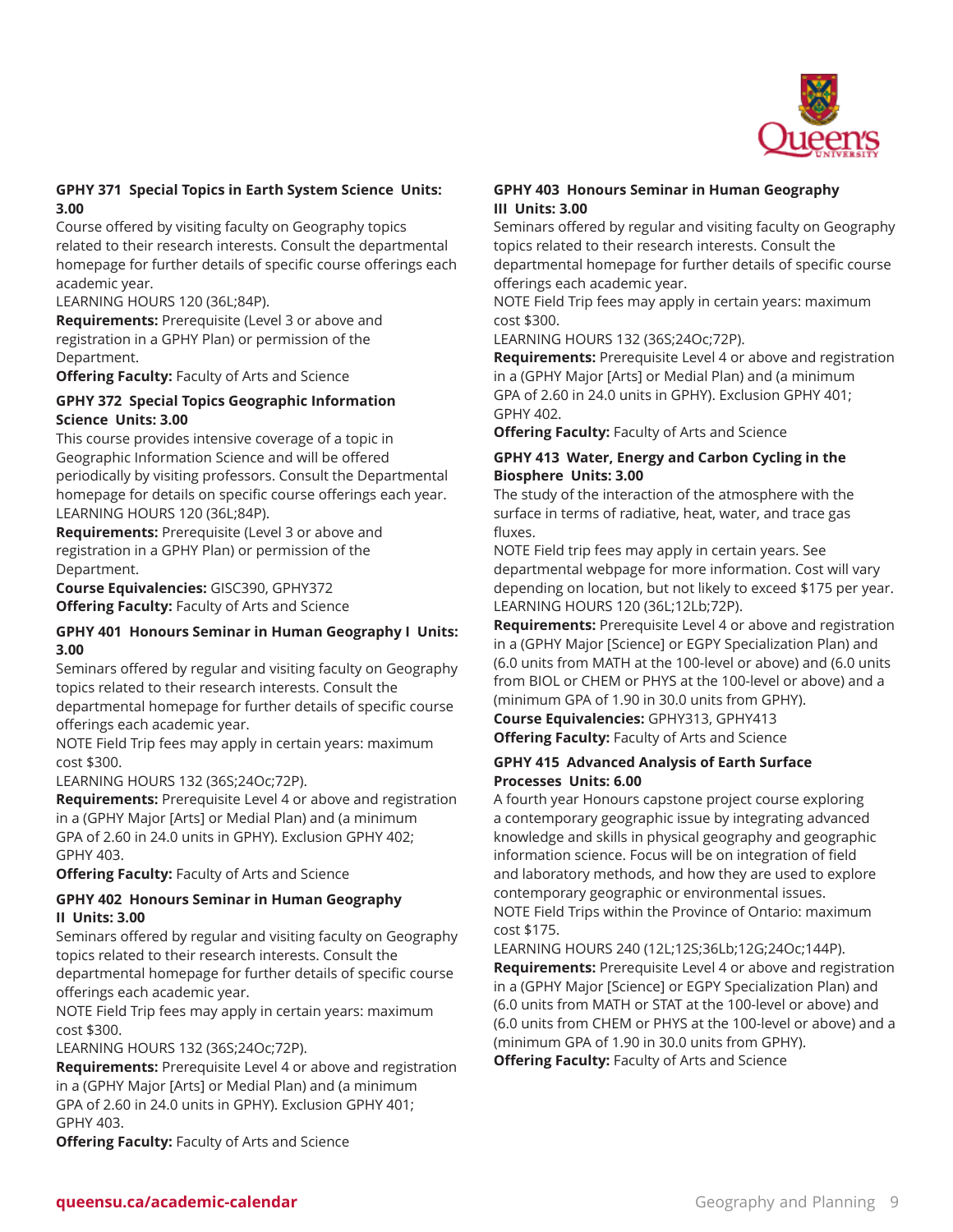### GPHY 371 Special Topics in Earth System Science Units: 3.00

Course offered by visiting faculty on Geography topics related to their research interests. Consult the departmental homepage for further details of specific course offerings each academic year.

LEARNING HOURS 120 (36L;84P).

**Requirements:** Prerequisite (Level 3 or above and registration in a GPHY Plan) or permission of the Department.

**Offering Faculty:** Faculty of Arts and Science

### GPHY 372 Special Topics Geographic Information Science Units: 3.00

This course provides intensive coverage of a topic in Geographic Information Science and will be offered periodically by visiting professors. Consult the Departmental homepage for details on specific course offerings each year.

LEARNING HOURS 120 (36L;84P).

**Requirements:** Prerequisite (Level 3 or above and registration in a GPHY Plan) or permission of the Department.

**Course Equivalencies:** GISC390, GPHY372

**Offering Faculty:** Faculty of Arts and Science

### GPHY 401 Honours Seminar in Human Geography I Units: 3.00

Seminars offered by regular and visiting faculty on Geography topics related to their research interests. Consult the departmental homepage for further details of specific course offerings each academic year.

NOTE Field Trip fees may apply in certain years: maximum cost $300.

LEARNING HOURS 132 (36S;24Oc;72P).

**Requirements:** Prerequisite Level 4 or above and registration in a (GPHY Major [Arts] or Medial Plan) and (a minimum GPA of 2.60 in 24.0 units in GPHY). Exclusion GPHY 402; GPHY 403.

**Offering Faculty:** Faculty of Arts and Science

### GPHY 402 Honours Seminar in Human Geography II Units: 3.00

Seminars offered by regular and visiting faculty on Geography topics related to their research interests. Consult the departmental homepage for further details of specific course offerings each academic year.

NOTE Field Trip fees may apply in certain years: maximum cost $300.

LEARNING HOURS 132 (36S;24Oc;72P).

**Requirements:** Prerequisite Level 4 or above and registration in a (GPHY Major [Arts] or Medial Plan) and (a minimum GPA of 2.60 in 24.0 units in GPHY). Exclusion GPHY 401; GPHY 403.

**Offering Faculty:** Faculty of Arts and Science

### GPHY 403 Honours Seminar in Human Geography III Units: 3.00

Seminars offered by regular and visiting faculty on Geography topics related to their research interests. Consult the departmental homepage for further details of specific course offerings each academic year.

NOTE Field Trip fees may apply in certain years: maximum cost $300.

LEARNING HOURS 132 (36S;24Oc;72P).

**Requirements:** Prerequisite Level 4 or above and registration in a (GPHY Major [Arts] or Medial Plan) and (a minimum GPA of 2.60 in 24.0 units in GPHY). Exclusion GPHY 401; GPHY 402.

**Offering Faculty:** Faculty of Arts and Science

### GPHY 413 Water, Energy and Carbon Cycling in the Biosphere Units: 3.00

The study of the interaction of the atmosphere with the surface in terms of radiative, heat, water, and trace gas fluxes.

NOTE Field trip fees may apply in certain years. See departmental webpage for more information. Cost will vary depending on location, but not likely to exceed $175 per year.

LEARNING HOURS 120 (36L;12Lb;72P).

**Requirements:** Prerequisite Level 4 or above and registration in a (GPHY Major [Science] or EGPY Specialization Plan) and (6.0 units from MATH at the 100-level or above) and (6.0 units from BIOL or CHEM or PHYS at the 100-level or above) and a (minimum GPA of 1.90 in 30.0 units from GPHY).

**Course Equivalencies:** GPHY313, GPHY413

**Offering Faculty:** Faculty of Arts and Science

### GPHY 415 Advanced Analysis of Earth Surface Processes Units: 6.00

A fourth year Honours capstone project course exploring a contemporary geographic issue by integrating advanced knowledge and skills in physical geography and geographic information science. Focus will be on integration of field and laboratory methods, and how they are used to explore contemporary geographic or environmental issues.

NOTE Field Trips within the Province of Ontario: maximum cost $175.

LEARNING HOURS 240 (12L;12S;36Lb;12G;24Oc;144P).

**Requirements:** Prerequisite Level 4 or above and registration in a (GPHY Major [Science] or EGPY Specialization Plan) and (6.0 units from MATH or STAT at the 100-level or above) and (6.0 units from CHEM or PHYS at the 100-level or above) and a (minimum GPA of 1.90 in 30.0 units from GPHY).

**Offering Faculty:** Faculty of Arts and Science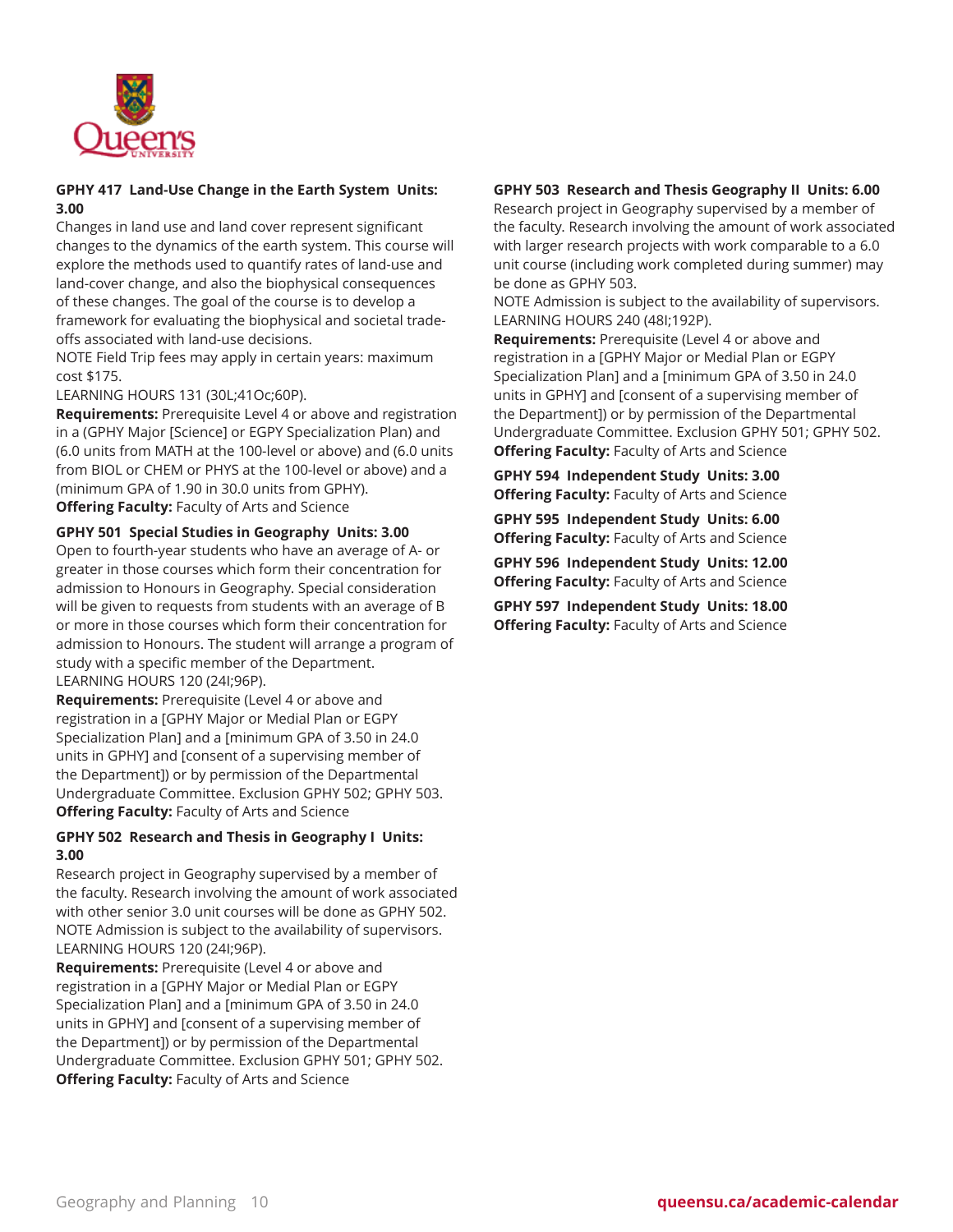### GPHY 417 Land-Use Change in the Earth System Units: 3.00

Changes in land use and land cover represent significant changes to the dynamics of the earth system. This course will explore the methods used to quantify rates of land-use and land-cover change, and also the biophysical consequences of these changes. The goal of the course is to develop a framework for evaluating the biophysical and societal trade-offs associated with land-use decisions.

NOTE Field Trip fees may apply in certain years: maximum cost $175.

LEARNING HOURS 131 (30L;41Oc;60P).

**Requirements:** Prerequisite Level 4 or above and registration in a (GPHY Major [Science] or EGPY Specialization Plan) and (6.0 units from MATH at the 100-level or above) and (6.0 units from BIOL or CHEM or PHYS at the 100-level or above) and a (minimum GPA of 1.90 in 30.0 units from GPHY).

**Offering Faculty:** Faculty of Arts and Science

### GPHY 501 Special Studies in Geography Units: 3.00

Open to fourth-year students who have an average of A- or greater in those courses which form their concentration for admission to Honours in Geography. Special consideration will be given to requests from students with an average of B or more in those courses which form their concentration for admission to Honours. The student will arrange a program of study with a specific member of the Department.

LEARNING HOURS 120 (24I;96P).

**Requirements:** Prerequisite (Level 4 or above and registration in a [GPHY Major or Medial Plan or EGPY Specialization Plan] and a [minimum GPA of 3.50 in 24.0 units in GPHY] and [consent of a supervising member of the Department]) or by permission of the Departmental Undergraduate Committee. Exclusion GPHY 502; GPHY 503.

**Offering Faculty:** Faculty of Arts and Science

### GPHY 502 Research and Thesis in Geography I Units: 3.00

Research project in Geography supervised by a member of the faculty. Research involving the amount of work associated with other senior 3.0 unit courses will be done as GPHY 502.

NOTE Admission is subject to the availability of supervisors.

LEARNING HOURS 120 (24I;96P).

**Requirements:** Prerequisite (Level 4 or above and registration in a [GPHY Major or Medial Plan or EGPY Specialization Plan] and a [minimum GPA of 3.50 in 24.0 units in GPHY] and [consent of a supervising member of the Department]) or by permission of the Departmental Undergraduate Committee. Exclusion GPHY 501; GPHY 502.

**Offering Faculty:** Faculty of Arts and Science

### GPHY 503 Research and Thesis Geography II Units: 6.00

Research project in Geography supervised by a member of the faculty. Research involving the amount of work associated with larger research projects with work comparable to a 6.0 unit course (including work completed during summer) may be done as GPHY 503.

NOTE Admission is subject to the availability of supervisors.

LEARNING HOURS 240 (48I;192P).

**Requirements:** Prerequisite (Level 4 or above and registration in a [GPHY Major or Medial Plan or EGPY Specialization Plan] and a [minimum GPA of 3.50 in 24.0 units in GPHY] and [consent of a supervising member of the Department]) or by permission of the Departmental Undergraduate Committee. Exclusion GPHY 501; GPHY 502.

**Offering Faculty:** Faculty of Arts and Science

### GPHY 594 Independent Study Units: 3.00

**Offering Faculty:** Faculty of Arts and Science

### GPHY 595 Independent Study Units: 6.00

**Offering Faculty:** Faculty of Arts and Science

### GPHY 596 Independent Study Units: 12.00

**Offering Faculty:** Faculty of Arts and Science

### GPHY 597 Independent Study Units: 18.00

**Offering Faculty:** Faculty of Arts and Science